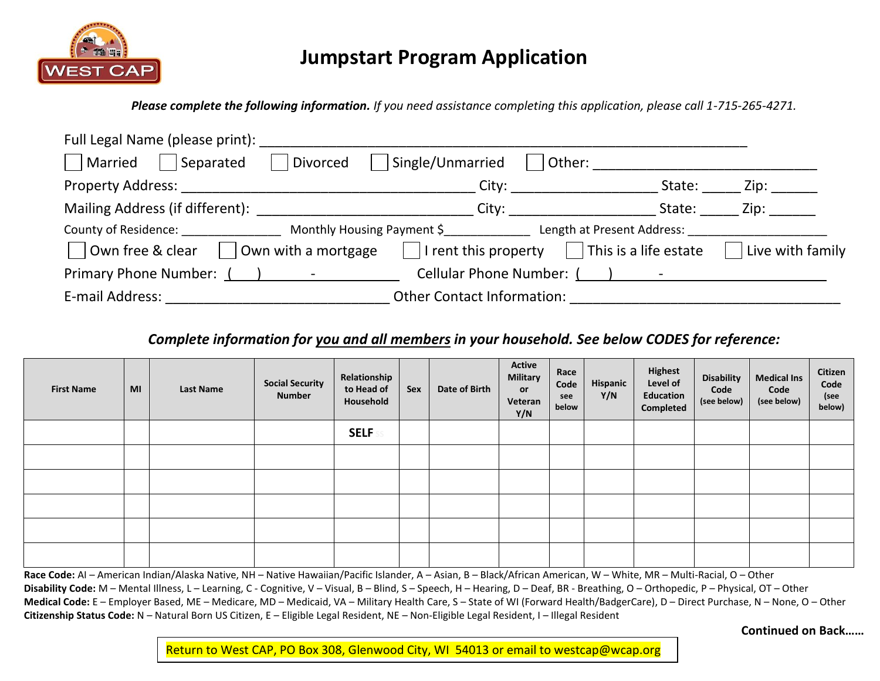# Jumpstart Program Application

***Please complete the following information.*** *If you need assistance completing this application, please call 1-715-265-4271.*

Full Legal Name (please print): ___________________________________________________________

☐ Married ☐ Separated ☐ Divorced ☐ Single/Unmarried ☐ Other: ____________________________

Property Address: _____________________________________ City: ___________________ State: _____ Zip: ______

Mailing Address (if different): ____________________________ City: ___________________ State: _____ Zip: ______

County of Residence: _______________ Monthly Housing Payment $_____________ Length at Present Address: ____________________

☐ Own free & clear ☐ Own with a mortgage ☐ I rent this property ☐ This is a life estate ☐ Live with family

Primary Phone Number: (___) _______ - __________ Cellular Phone Number: (___) _______ - ____________________

E-mail Address: ______________________________ Other Contact Information: ___________________________________

***Complete information for you and all members in your household. See below CODES for reference:***

| First Name | MI | Last Name | Social Security Number | Relationship to Head of Household | Sex | Date of Birth | Active Military or Veteran Y/N | Race Code see below | Hispanic Y/N | Highest Level of Education Completed | Disability Code (see below) | Medical Ins Code (see below) | Citizen Code (see below) |
|---|---|---|---|---|---|---|---|---|---|---|---|---|---|
| | | | | **SELF** | | | | | | | | | |
| | | | | | | | | | | | | | |
| | | | | | | | | | | | | | |
| | | | | | | | | | | | | | |
| | | | | | | | | | | | | | |
| | | | | | | | | | | | | | |

**Race Code:** AI – American Indian/Alaska Native, NH – Native Hawaiian/Pacific Islander, A – Asian, B – Black/African American, W – White, MR – Multi-Racial, O – Other
**Disability Code:** M – Mental Illness, L – Learning, C - Cognitive, V – Visual, B – Blind, S – Speech, H – Hearing, D – Deaf, BR - Breathing, O – Orthopedic, P – Physical, OT – Other
**Medical Code:** E – Employer Based, ME – Medicare, MD – Medicaid, VA – Military Health Care, S – State of WI (Forward Health/BadgerCare), D – Direct Purchase, N – None, O – Other
**Citizenship Status Code:** N – Natural Born US Citizen, E – Eligible Legal Resident, NE – Non-Eligible Legal Resident, I – Illegal Resident

**Continued on Back……**

Return to West CAP, PO Box 308, Glenwood City, WI 54013 or email to westcap@wcap.org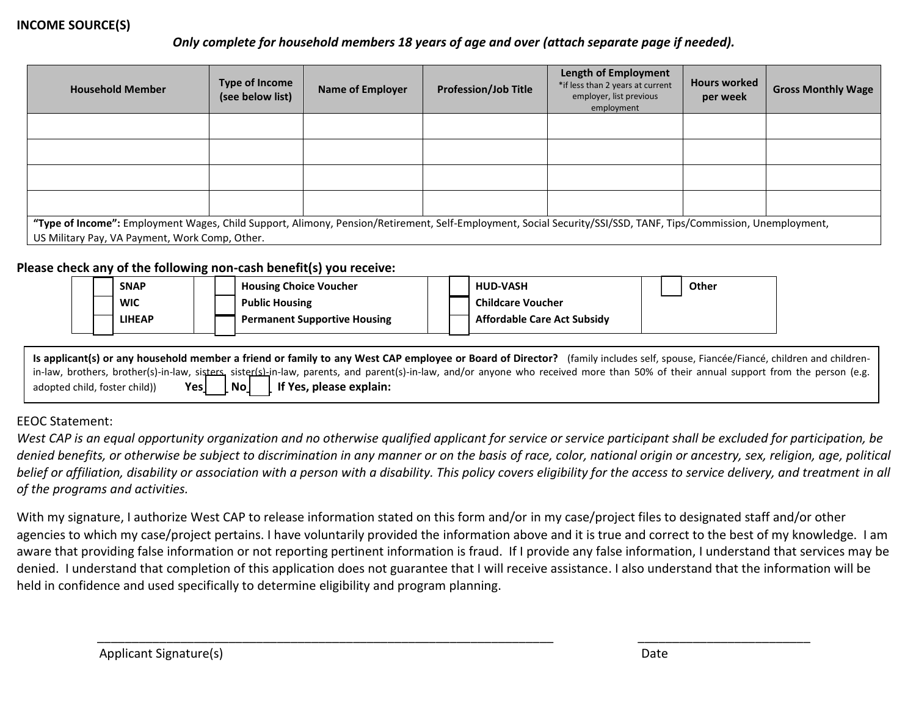**INCOME SOURCE(S)**

***Only complete for household members 18 years of age and over (attach separate page if needed).***

| Household Member | Type of Income (see below list) | Name of Employer | Profession/Job Title | Length of Employment *if less than 2 years at current employer, list previous employment | Hours worked per week | Gross Monthly Wage |
|---|---|---|---|---|---|---|
| | | | | | | |
| | | | | | | |
| | | | | | | |
| | | | | | | |

**"Type of Income":** Employment Wages, Child Support, Alimony, Pension/Retirement, Self-Employment, Social Security/SSI/SSD, TANF, Tips/Commission, Unemployment, US Military Pay, VA Payment, Work Comp, Other.

**Please check any of the following non-cash benefit(s) you receive:**

| | | | |
|---|---|---|---|
| ☐ **SNAP** | ☐ **Housing Choice Voucher** | ☐ **HUD-VASH** | ☐ **Other** |
| ☐ **WIC** | ☐ **Public Housing** | ☐ **Childcare Voucher** | |
| ☐ **LIHEAP** | ☐ **Permanent Supportive Housing** | ☐ **Affordable Care Act Subsidy** | |

**Is applicant(s) or any household member a friend or family to any West CAP employee or Board of Director?** (family includes self, spouse, Fiancée/Fiancé, children and children-in-law, brothers, brother(s)-in-law, sisters, sister(s)-in-law, parents, and parent(s)-in-law, and/or anyone who received more than 50% of their annual support from the person (e.g. adopted child, foster child)) **Yes** ☐ **No** ☐ **If Yes, please explain:**

EEOC Statement:

*West CAP is an equal opportunity organization and no otherwise qualified applicant for service or service participant shall be excluded for participation, be denied benefits, or otherwise be subject to discrimination in any manner or on the basis of race, color, national origin or ancestry, sex, religion, age, political belief or affiliation, disability or association with a person with a disability. This policy covers eligibility for the access to service delivery, and treatment in all of the programs and activities.*

With my signature, I authorize West CAP to release information stated on this form and/or in my case/project files to designated staff and/or other agencies to which my case/project pertains. I have voluntarily provided the information above and it is true and correct to the best of my knowledge. I am aware that providing false information or not reporting pertinent information is fraud. If I provide any false information, I understand that services may be denied. I understand that completion of this application does not guarantee that I will receive assistance. I also understand that the information will be held in confidence and used specifically to determine eligibility and program planning.

______________________________________________ ______________________

Applicant Signature(s) Date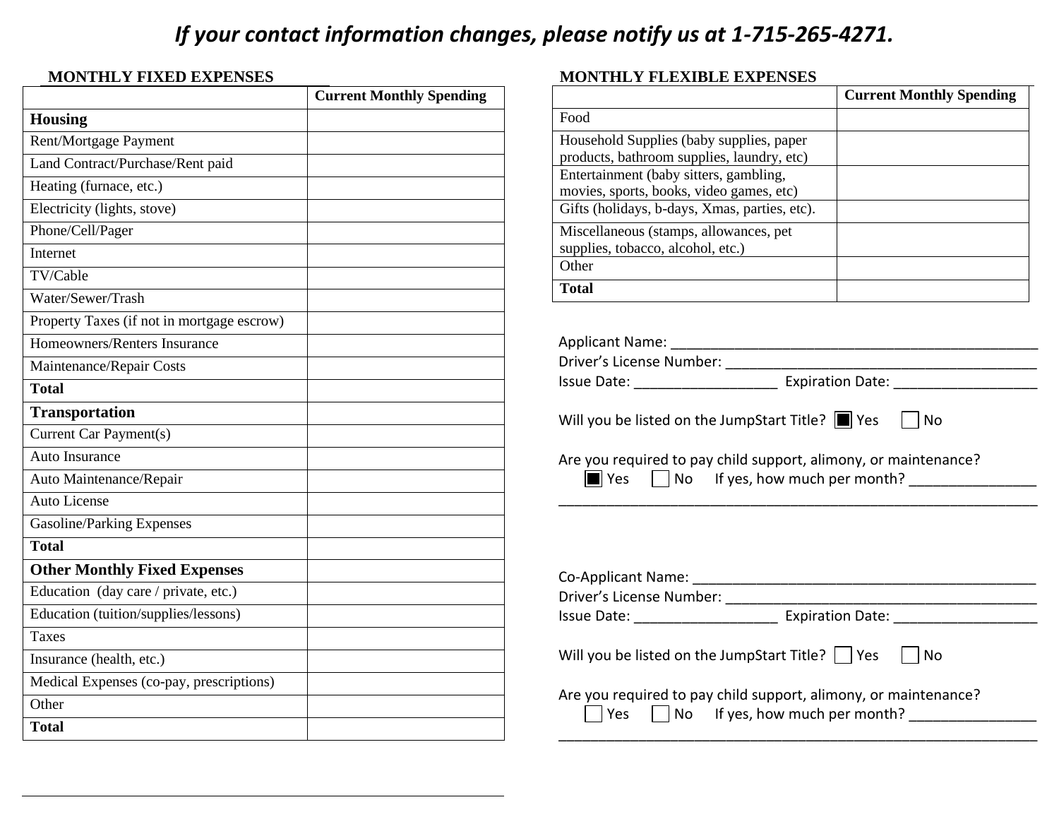***If your contact information changes, please notify us at 1-715-265-4271.***

**MONTHLY FIXED EXPENSES**

| | Current Monthly Spending |
|---|---|
| **Housing** | |
| Rent/Mortgage Payment | |
| Land Contract/Purchase/Rent paid | |
| Heating (furnace, etc.) | |
| Electricity (lights, stove) | |
| Phone/Cell/Pager | |
| Internet | |
| TV/Cable | |
| Water/Sewer/Trash | |
| Property Taxes (if not in mortgage escrow) | |
| Homeowners/Renters Insurance | |
| Maintenance/Repair Costs | |
| **Total** | |
| **Transportation** | |
| Current Car Payment(s) | |
| Auto Insurance | |
| Auto Maintenance/Repair | |
| Auto License | |
| Gasoline/Parking Expenses | |
| **Total** | |
| **Other Monthly Fixed Expenses** | |
| Education (day care / private, etc.) | |
| Education (tuition/supplies/lessons) | |
| Taxes | |
| Insurance (health, etc.) | |
| Medical Expenses (co-pay, prescriptions) | |
| Other | |
| **Total** | |

**MONTHLY FLEXIBLE EXPENSES**

| | Current Monthly Spending |
|---|---|
| Food | |
| Household Supplies (baby supplies, paper products, bathroom supplies, laundry, etc) | |
| Entertainment (baby sitters, gambling, movies, sports, books, video games, etc) | |
| Gifts (holidays, b-days, Xmas, parties, etc). | |
| Miscellaneous (stamps, allowances, pet supplies, tobacco, alcohol, etc.) | |
| Other | |
| **Total** | |

Applicant Name: ______________________________________________

Driver's License Number: ______________________________________

Issue Date: ________________ Expiration Date: ________________

Will you be listed on the JumpStart Title? ☒ Yes ☐ No

Are you required to pay child support, alimony, or maintenance?

☒ Yes ☐ No If yes, how much per month? ______________

______________________________________________________________

Co-Applicant Name: ___________________________________________

Driver's License Number: ______________________________________

Issue Date: ________________ Expiration Date: ________________

Will you be listed on the JumpStart Title? ☐ Yes ☐ No

Are you required to pay child support, alimony, or maintenance?

☐ Yes ☐ No If yes, how much per month? ______________

______________________________________________________________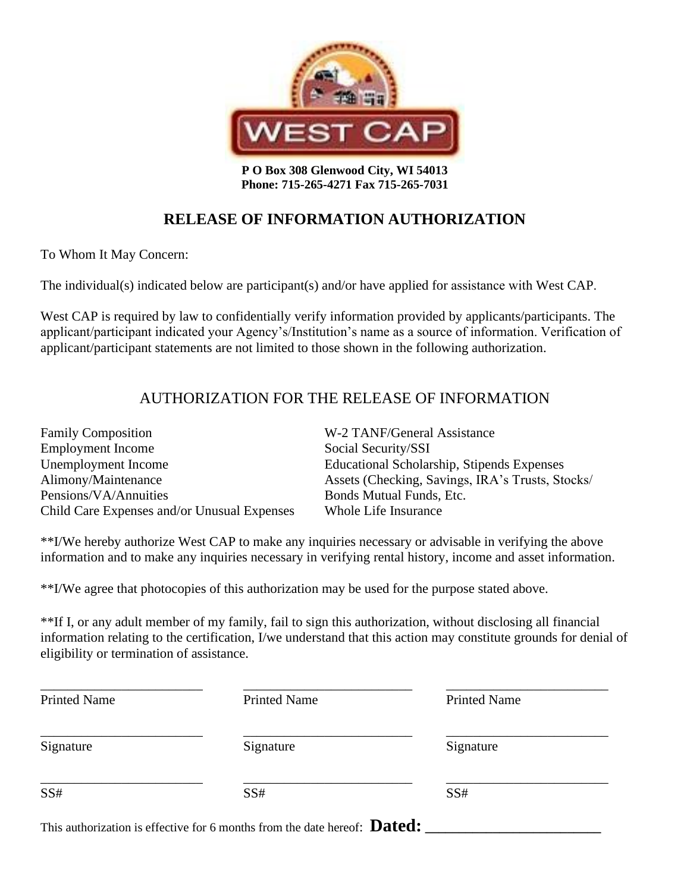**P O Box 308 Glenwood City, WI 54013**
**Phone: 715-265-4271 Fax 715-265-7031**

## RELEASE OF INFORMATION AUTHORIZATION

To Whom It May Concern:

The individual(s) indicated below are participant(s) and/or have applied for assistance with West CAP.

West CAP is required by law to confidentially verify information provided by applicants/participants. The applicant/participant indicated your Agency's/Institution's name as a source of information. Verification of applicant/participant statements are not limited to those shown in the following authorization.

### AUTHORIZATION FOR THE RELEASE OF INFORMATION

Family Composition
Employment Income
Unemployment Income
Alimony/Maintenance
Pensions/VA/Annuities
Child Care Expenses and/or Unusual Expenses

W-2 TANF/General Assistance
Social Security/SSI
Educational Scholarship, Stipends Expenses
Assets (Checking, Savings, IRA's Trusts, Stocks/ Bonds Mutual Funds, Etc.
Whole Life Insurance

**I/We hereby authorize West CAP to make any inquiries necessary or advisable in verifying the above information and to make any inquiries necessary in verifying rental history, income and asset information.

**I/We agree that photocopies of this authorization may be used for the purpose stated above.

**If I, or any adult member of my family, fail to sign this authorization, without disclosing all financial information relating to the certification, I/we understand that this action may constitute grounds for denial of eligibility or termination of assistance.

| | | |
|---|---|---|
| ________________________ | ________________________ | ________________________ |
| Printed Name | Printed Name | Printed Name |
| ________________________ | ________________________ | ________________________ |
| Signature | Signature | Signature |
| ________________________ | ________________________ | ________________________ |
| SS# | SS# | SS# |

This authorization is effective for 6 months from the date hereof: **Dated:** ______________________